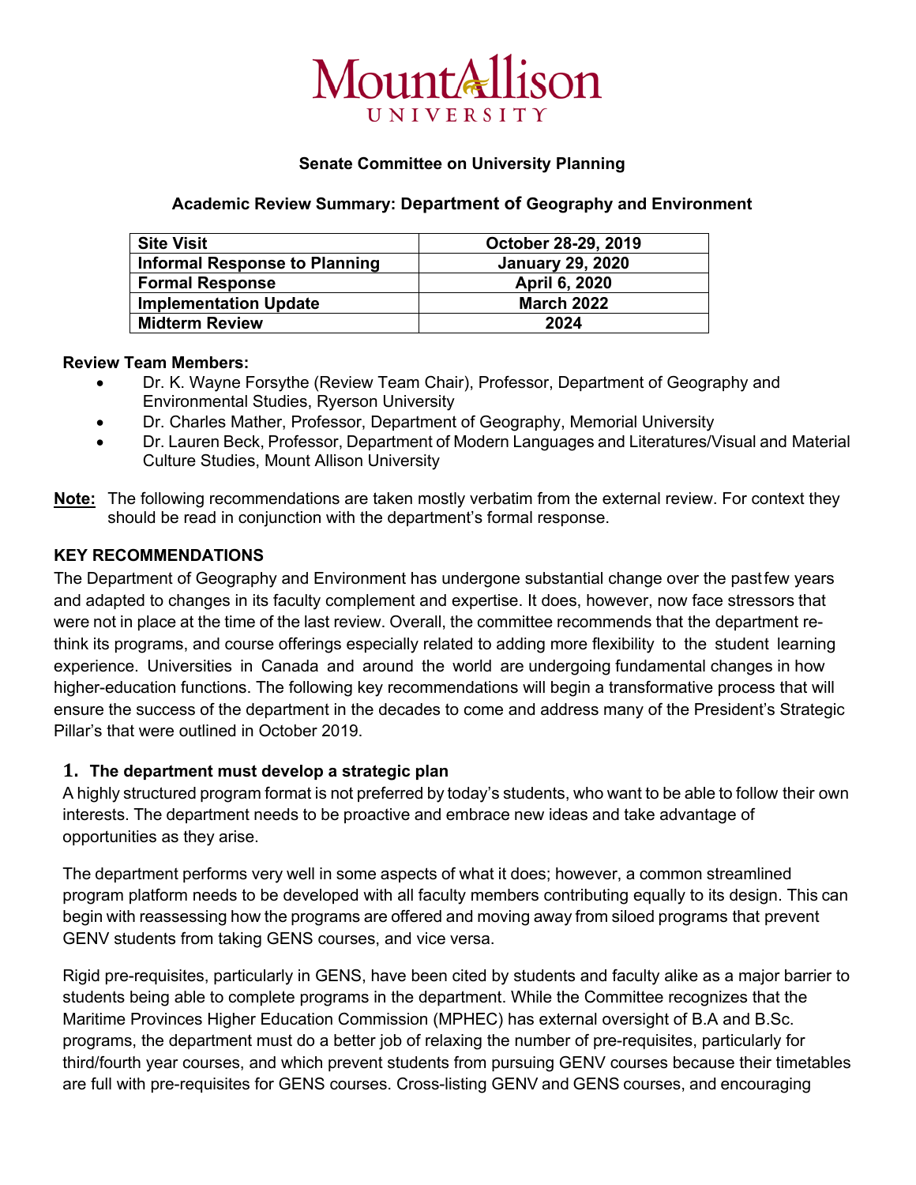**Mount Allison University**

**Senate Committee on University Planning**

**Academic Review Summary: Department of Geography and Environment**

| Site Visit | October 28-29, 2019 |
|---|---|
| Informal Response to Planning | January 29, 2020 |
| Formal Response | April 6, 2020 |
| Implementation Update | March 2022 |
| Midterm Review | 2024 |

**Review Team Members:**

- Dr. K. Wayne Forsythe (Review Team Chair), Professor, Department of Geography and Environmental Studies, Ryerson University
- Dr. Charles Mather, Professor, Department of Geography, Memorial University
- Dr. Lauren Beck, Professor, Department of Modern Languages and Literatures/Visual and Material Culture Studies, Mount Allison University

**Note:** The following recommendations are taken mostly verbatim from the external review. For context they should be read in conjunction with the department's formal response.

## KEY RECOMMENDATIONS

The Department of Geography and Environment has undergone substantial change over the past few years and adapted to changes in its faculty complement and expertise. It does, however, now face stressors that were not in place at the time of the last review. Overall, the committee recommends that the department re-think its programs, and course offerings especially related to adding more flexibility to the student learning experience. Universities in Canada and around the world are undergoing fundamental changes in how higher-education functions. The following key recommendations will begin a transformative process that will ensure the success of the department in the decades to come and address many of the President's Strategic Pillar's that were outlined in October 2019.

### 1. The department must develop a strategic plan

A highly structured program format is not preferred by today's students, who want to be able to follow their own interests. The department needs to be proactive and embrace new ideas and take advantage of opportunities as they arise.

The department performs very well in some aspects of what it does; however, a common streamlined program platform needs to be developed with all faculty members contributing equally to its design. This can begin with reassessing how the programs are offered and moving away from siloed programs that prevent GENV students from taking GENS courses, and vice versa.

Rigid pre-requisites, particularly in GENS, have been cited by students and faculty alike as a major barrier to students being able to complete programs in the department. While the Committee recognizes that the Maritime Provinces Higher Education Commission (MPHEC) has external oversight of B.A and B.Sc. programs, the department must do a better job of relaxing the number of pre-requisites, particularly for third/fourth year courses, and which prevent students from pursuing GENV courses because their timetables are full with pre-requisites for GENS courses. Cross-listing GENV and GENS courses, and encouraging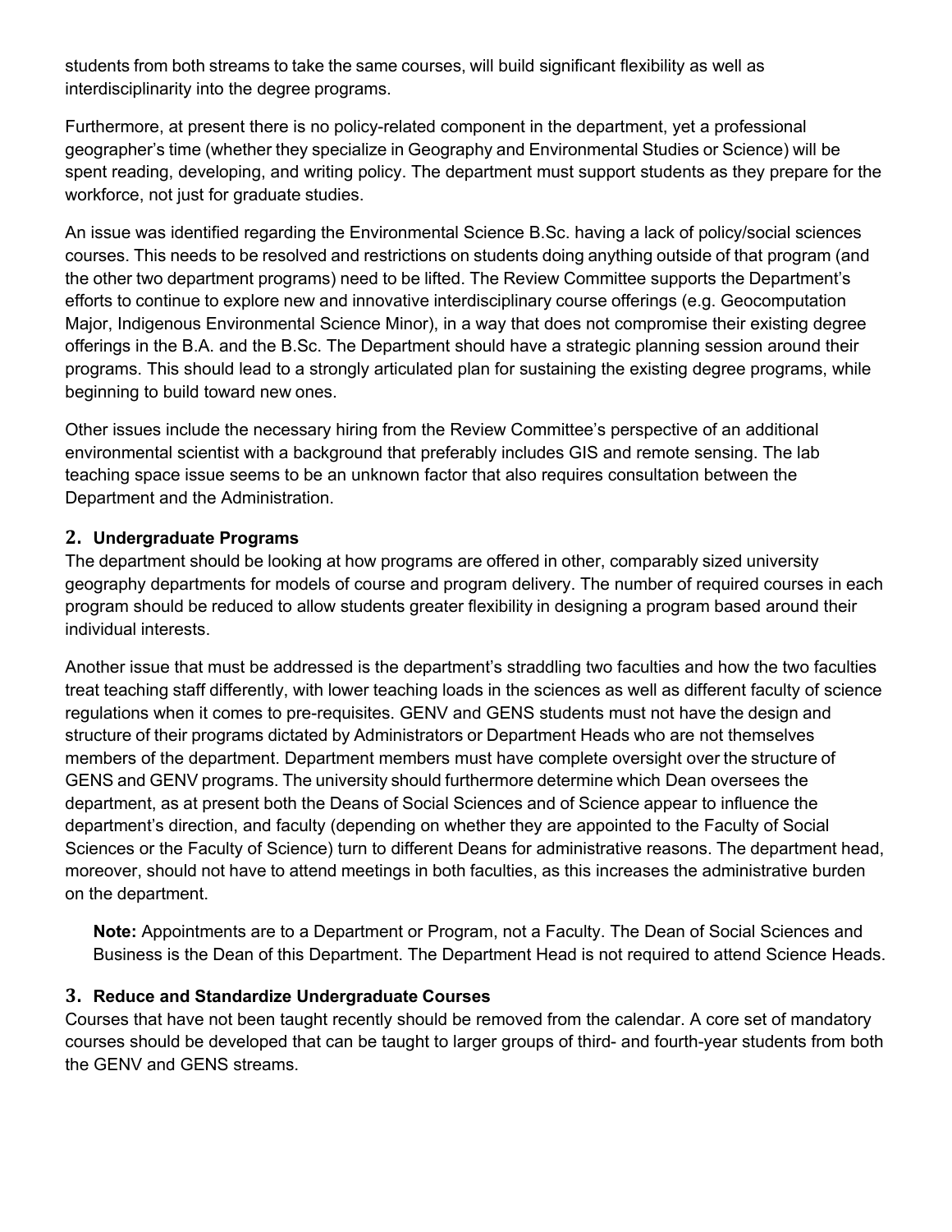students from both streams to take the same courses, will build significant flexibility as well as interdisciplinarity into the degree programs.

Furthermore, at present there is no policy-related component in the department, yet a professional geographer's time (whether they specialize in Geography and Environmental Studies or Science) will be spent reading, developing, and writing policy. The department must support students as they prepare for the workforce, not just for graduate studies.

An issue was identified regarding the Environmental Science B.Sc. having a lack of policy/social sciences courses. This needs to be resolved and restrictions on students doing anything outside of that program (and the other two department programs) need to be lifted. The Review Committee supports the Department's efforts to continue to explore new and innovative interdisciplinary course offerings (e.g. Geocomputation Major, Indigenous Environmental Science Minor), in a way that does not compromise their existing degree offerings in the B.A. and the B.Sc. The Department should have a strategic planning session around their programs. This should lead to a strongly articulated plan for sustaining the existing degree programs, while beginning to build toward new ones.

Other issues include the necessary hiring from the Review Committee's perspective of an additional environmental scientist with a background that preferably includes GIS and remote sensing. The lab teaching space issue seems to be an unknown factor that also requires consultation between the Department and the Administration.

### 2. Undergraduate Programs

The department should be looking at how programs are offered in other, comparably sized university geography departments for models of course and program delivery. The number of required courses in each program should be reduced to allow students greater flexibility in designing a program based around their individual interests.

Another issue that must be addressed is the department's straddling two faculties and how the two faculties treat teaching staff differently, with lower teaching loads in the sciences as well as different faculty of science regulations when it comes to pre-requisites. GENV and GENS students must not have the design and structure of their programs dictated by Administrators or Department Heads who are not themselves members of the department. Department members must have complete oversight over the structure of GENS and GENV programs. The university should furthermore determine which Dean oversees the department, as at present both the Deans of Social Sciences and of Science appear to influence the department's direction, and faculty (depending on whether they are appointed to the Faculty of Social Sciences or the Faculty of Science) turn to different Deans for administrative reasons. The department head, moreover, should not have to attend meetings in both faculties, as this increases the administrative burden on the department.

> **Note:** Appointments are to a Department or Program, not a Faculty. The Dean of Social Sciences and Business is the Dean of this Department. The Department Head is not required to attend Science Heads.

### 3. Reduce and Standardize Undergraduate Courses

Courses that have not been taught recently should be removed from the calendar. A core set of mandatory courses should be developed that can be taught to larger groups of third- and fourth-year students from both the GENV and GENS streams.